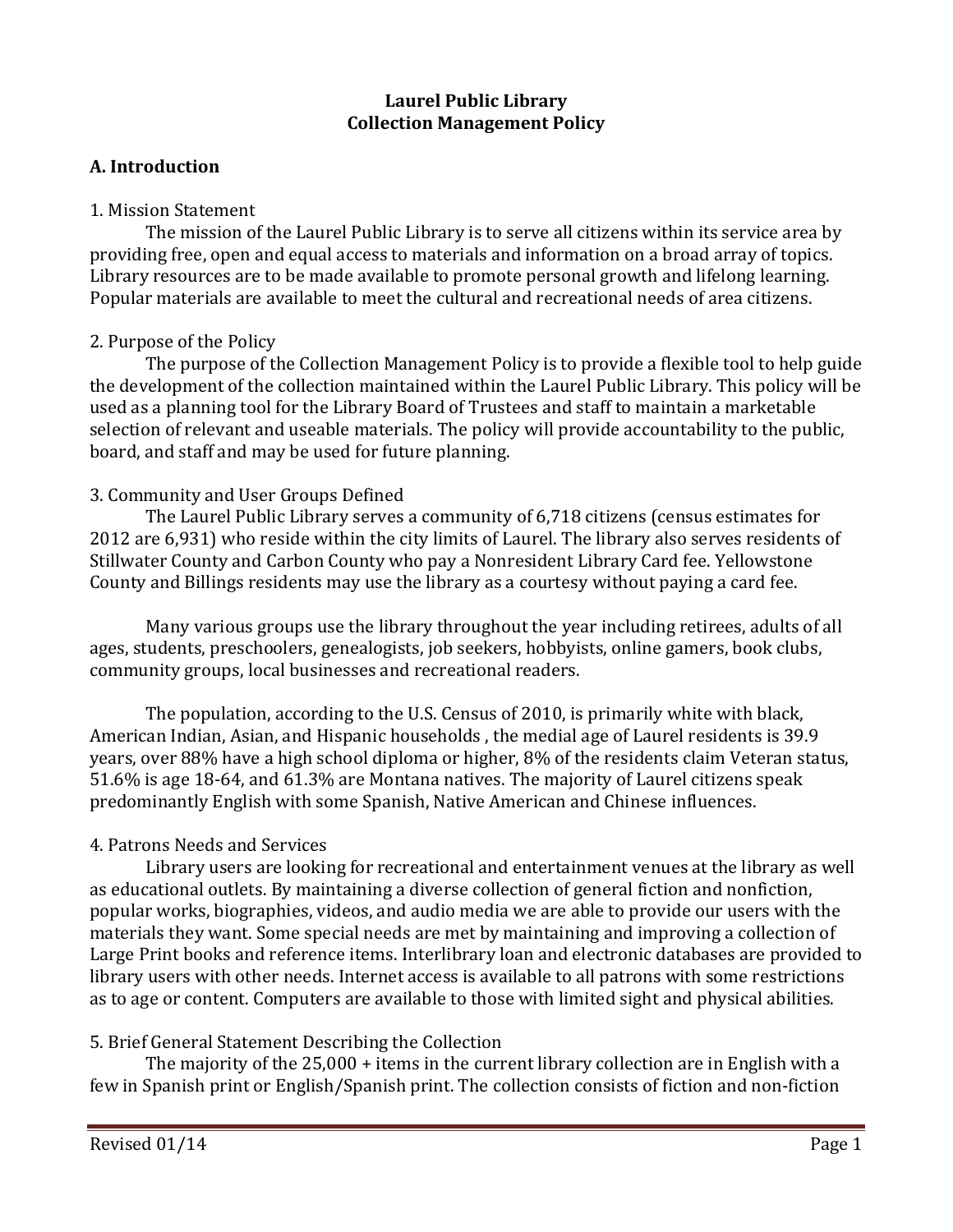# Laurel Public Library
# Collection Management Policy

## A. Introduction

1. Mission Statement

The mission of the Laurel Public Library is to serve all citizens within its service area by providing free, open and equal access to materials and information on a broad array of topics. Library resources are to be made available to promote personal growth and lifelong learning. Popular materials are available to meet the cultural and recreational needs of area citizens.

2. Purpose of the Policy

The purpose of the Collection Management Policy is to provide a flexible tool to help guide the development of the collection maintained within the Laurel Public Library. This policy will be used as a planning tool for the Library Board of Trustees and staff to maintain a marketable selection of relevant and useable materials. The policy will provide accountability to the public, board, and staff and may be used for future planning.

3. Community and User Groups Defined

The Laurel Public Library serves a community of 6,718 citizens (census estimates for 2012 are 6,931) who reside within the city limits of Laurel. The library also serves residents of Stillwater County and Carbon County who pay a Nonresident Library Card fee. Yellowstone County and Billings residents may use the library as a courtesy without paying a card fee.

Many various groups use the library throughout the year including retirees, adults of all ages, students, preschoolers, genealogists, job seekers, hobbyists, online gamers, book clubs, community groups, local businesses and recreational readers.

The population, according to the U.S. Census of 2010, is primarily white with black, American Indian, Asian, and Hispanic households , the medial age of Laurel residents is 39.9 years, over 88% have a high school diploma or higher, 8% of the residents claim Veteran status, 51.6% is age 18-64, and 61.3% are Montana natives. The majority of Laurel citizens speak predominantly English with some Spanish, Native American and Chinese influences.

4. Patrons Needs and Services

Library users are looking for recreational and entertainment venues at the library as well as educational outlets. By maintaining a diverse collection of general fiction and nonfiction, popular works, biographies, videos, and audio media we are able to provide our users with the materials they want. Some special needs are met by maintaining and improving a collection of Large Print books and reference items. Interlibrary loan and electronic databases are provided to library users with other needs. Internet access is available to all patrons with some restrictions as to age or content. Computers are available to those with limited sight and physical abilities.

5. Brief General Statement Describing the Collection

The majority of the 25,000 + items in the current library collection are in English with a few in Spanish print or English/Spanish print. The collection consists of fiction and non-fiction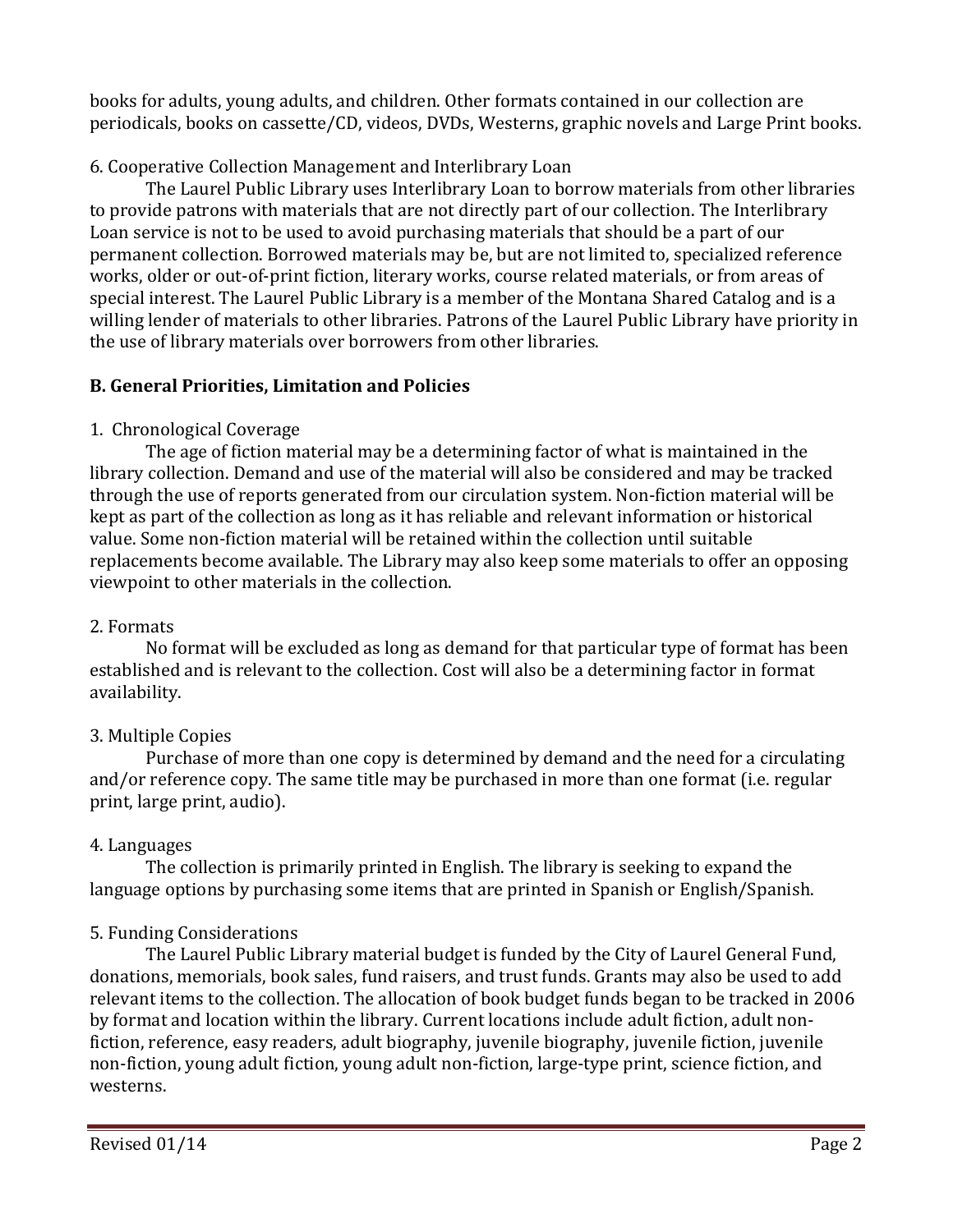books for adults, young adults, and children. Other formats contained in our collection are periodicals, books on cassette/CD, videos, DVDs, Westerns, graphic novels and Large Print books.

6. Cooperative Collection Management and Interlibrary Loan

The Laurel Public Library uses Interlibrary Loan to borrow materials from other libraries to provide patrons with materials that are not directly part of our collection. The Interlibrary Loan service is not to be used to avoid purchasing materials that should be a part of our permanent collection. Borrowed materials may be, but are not limited to, specialized reference works, older or out-of-print fiction, literary works, course related materials, or from areas of special interest. The Laurel Public Library is a member of the Montana Shared Catalog and is a willing lender of materials to other libraries. Patrons of the Laurel Public Library have priority in the use of library materials over borrowers from other libraries.

**B. General Priorities, Limitation and Policies**

1. Chronological Coverage

The age of fiction material may be a determining factor of what is maintained in the library collection. Demand and use of the material will also be considered and may be tracked through the use of reports generated from our circulation system. Non-fiction material will be kept as part of the collection as long as it has reliable and relevant information or historical value. Some non-fiction material will be retained within the collection until suitable replacements become available. The Library may also keep some materials to offer an opposing viewpoint to other materials in the collection.

2. Formats

No format will be excluded as long as demand for that particular type of format has been established and is relevant to the collection. Cost will also be a determining factor in format availability.

3. Multiple Copies

Purchase of more than one copy is determined by demand and the need for a circulating and/or reference copy. The same title may be purchased in more than one format (i.e. regular print, large print, audio).

4. Languages

The collection is primarily printed in English. The library is seeking to expand the language options by purchasing some items that are printed in Spanish or English/Spanish.

5. Funding Considerations

The Laurel Public Library material budget is funded by the City of Laurel General Fund, donations, memorials, book sales, fund raisers, and trust funds. Grants may also be used to add relevant items to the collection. The allocation of book budget funds began to be tracked in 2006 by format and location within the library. Current locations include adult fiction, adult non-fiction, reference, easy readers, adult biography, juvenile biography, juvenile fiction, juvenile non-fiction, young adult fiction, young adult non-fiction, large-type print, science fiction, and westerns.

Revised 01/14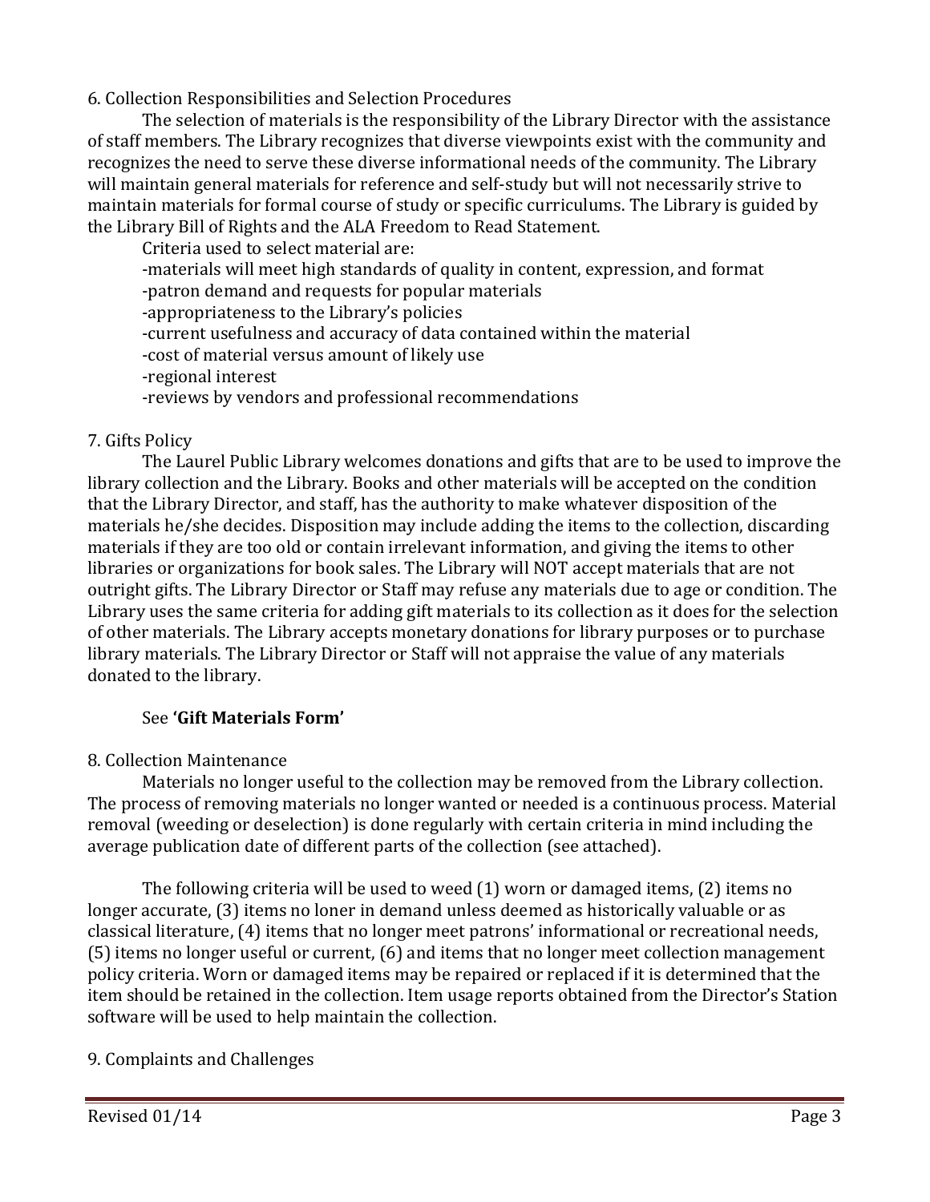## 6. Collection Responsibilities and Selection Procedures

The selection of materials is the responsibility of the Library Director with the assistance of staff members. The Library recognizes that diverse viewpoints exist with the community and recognizes the need to serve these diverse informational needs of the community. The Library will maintain general materials for reference and self-study but will not necessarily strive to maintain materials for formal course of study or specific curriculums. The Library is guided by the Library Bill of Rights and the ALA Freedom to Read Statement.

Criteria used to select material are:

- materials will meet high standards of quality in content, expression, and format
- patron demand and requests for popular materials
- appropriateness to the Library's policies
- current usefulness and accuracy of data contained within the material
- cost of material versus amount of likely use
- regional interest
- reviews by vendors and professional recommendations

## 7. Gifts Policy

The Laurel Public Library welcomes donations and gifts that are to be used to improve the library collection and the Library. Books and other materials will be accepted on the condition that the Library Director, and staff, has the authority to make whatever disposition of the materials he/she decides. Disposition may include adding the items to the collection, discarding materials if they are too old or contain irrelevant information, and giving the items to other libraries or organizations for book sales. The Library will NOT accept materials that are not outright gifts. The Library Director or Staff may refuse any materials due to age or condition. The Library uses the same criteria for adding gift materials to its collection as it does for the selection of other materials. The Library accepts monetary donations for library purposes or to purchase library materials. The Library Director or Staff will not appraise the value of any materials donated to the library.

See **'Gift Materials Form'**

## 8. Collection Maintenance

Materials no longer useful to the collection may be removed from the Library collection. The process of removing materials no longer wanted or needed is a continuous process. Material removal (weeding or deselection) is done regularly with certain criteria in mind including the average publication date of different parts of the collection (see attached).

The following criteria will be used to weed (1) worn or damaged items, (2) items no longer accurate, (3) items no loner in demand unless deemed as historically valuable or as classical literature, (4) items that no longer meet patrons' informational or recreational needs, (5) items no longer useful or current, (6) and items that no longer meet collection management policy criteria. Worn or damaged items may be repaired or replaced if it is determined that the item should be retained in the collection. Item usage reports obtained from the Director's Station software will be used to help maintain the collection.

## 9. Complaints and Challenges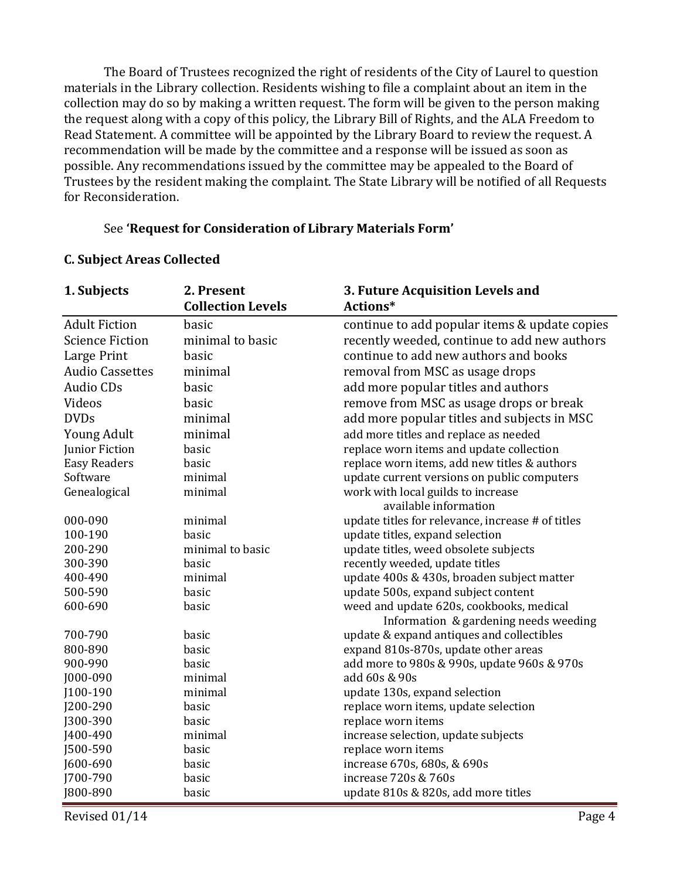The Board of Trustees recognized the right of residents of the City of Laurel to question materials in the Library collection. Residents wishing to file a complaint about an item in the collection may do so by making a written request. The form will be given to the person making the request along with a copy of this policy, the Library Bill of Rights, and the ALA Freedom to Read Statement. A committee will be appointed by the Library Board to review the request. A recommendation will be made by the committee and a response will be issued as soon as possible. Any recommendations issued by the committee may be appealed to the Board of Trustees by the resident making the complaint. The State Library will be notified of all Requests for Reconsideration.

See **'Request for Consideration of Library Materials Form'**

### C. Subject Areas Collected

| 1. Subjects | 2. Present Collection Levels | 3. Future Acquisition Levels and Actions* |
|---|---|---|
| Adult Fiction | basic | continue to add popular items & update copies |
| Science Fiction | minimal to basic | recently weeded, continue to add new authors |
| Large Print | basic | continue to add new authors and books |
| Audio Cassettes | minimal | removal from MSC as usage drops |
| Audio CDs | basic | add more popular titles and authors |
| Videos | basic | remove from MSC as usage drops or break |
| DVDs | minimal | add more popular titles and subjects in MSC |
| Young Adult | minimal | add more titles and replace as needed |
| Junior Fiction | basic | replace worn items and update collection |
| Easy Readers | basic | replace worn items, add new titles & authors |
| Software | minimal | update current versions on public computers |
| Genealogical | minimal | work with local guilds to increase available information |
| 000-090 | minimal | update titles for relevance, increase # of titles |
| 100-190 | basic | update titles, expand selection |
| 200-290 | minimal to basic | update titles, weed obsolete subjects |
| 300-390 | basic | recently weeded, update titles |
| 400-490 | minimal | update 400s & 430s, broaden subject matter |
| 500-590 | basic | update 500s, expand subject content |
| 600-690 | basic | weed and update 620s, cookbooks, medical Information & gardening needs weeding |
| 700-790 | basic | update & expand antiques and collectibles |
| 800-890 | basic | expand 810s-870s, update other areas |
| 900-990 | basic | add more to 980s & 990s, update 960s & 970s |
| J000-090 | minimal | add 60s & 90s |
| J100-190 | minimal | update 130s, expand selection |
| J200-290 | basic | replace worn items, update selection |
| J300-390 | basic | replace worn items |
| J400-490 | minimal | increase selection, update subjects |
| J500-590 | basic | replace worn items |
| J600-690 | basic | increase 670s, 680s, & 690s |
| J700-790 | basic | increase 720s & 760s |
| J800-890 | basic | update 810s & 820s, add more titles |

Revised 01/14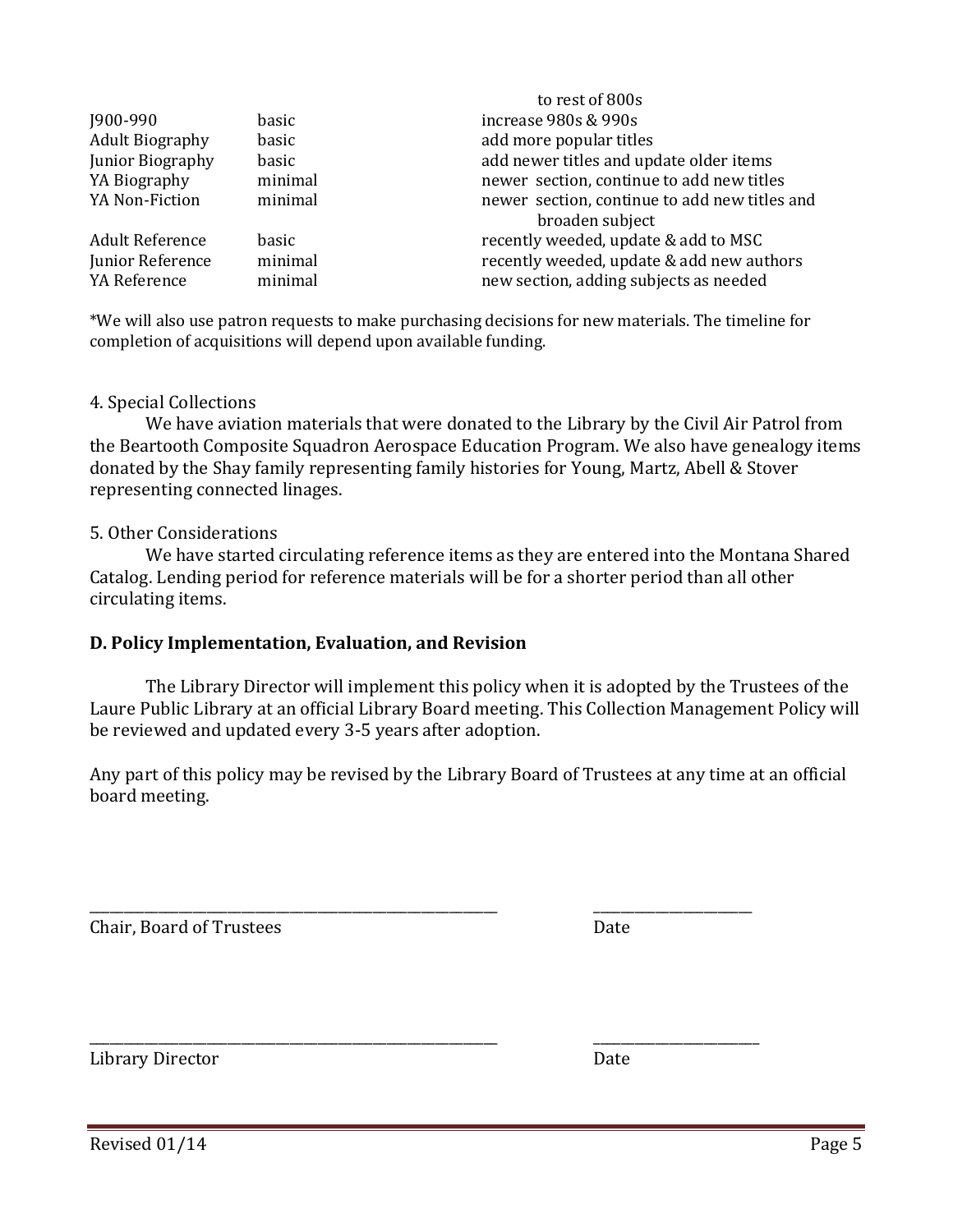| | | |
|---|---|---|
| | | to rest of 800s |
| J900-990 | basic | increase 980s & 990s |
| Adult Biography | basic | add more popular titles |
| Junior Biography | basic | add newer titles and update older items |
| YA Biography | minimal | newer section, continue to add new titles |
| YA Non-Fiction | minimal | newer section, continue to add new titles and broaden subject |
| Adult Reference | basic | recently weeded, update & add to MSC |
| Junior Reference | minimal | recently weeded, update & add new authors |
| YA Reference | minimal | new section, adding subjects as needed |

*We will also use patron requests to make purchasing decisions for new materials. The timeline for completion of acquisitions will depend upon available funding.

4. Special Collections

We have aviation materials that were donated to the Library by the Civil Air Patrol from the Beartooth Composite Squadron Aerospace Education Program. We also have genealogy items donated by the Shay family representing family histories for Young, Martz, Abell & Stover representing connected linages.

5. Other Considerations

We have started circulating reference items as they are entered into the Montana Shared Catalog. Lending period for reference materials will be for a shorter period than all other circulating items.

**D. Policy Implementation, Evaluation, and Revision**

The Library Director will implement this policy when it is adopted by the Trustees of the Laure Public Library at an official Library Board meeting. This Collection Management Policy will be reviewed and updated every 3-5 years after adoption.

Any part of this policy may be revised by the Library Board of Trustees at any time at an official board meeting.

\_\_\_\_\_\_\_\_\_\_\_\_\_\_\_\_\_\_\_\_\_\_\_\_\_\_\_\_\_\_\_\_\_\_\_\_\_\_\_\_\_\_\_\_ \_\_\_\_\_\_\_\_\_\_\_\_\_\_\_\_\_\_

Chair, Board of Trustees Date

\_\_\_\_\_\_\_\_\_\_\_\_\_\_\_\_\_\_\_\_\_\_\_\_\_\_\_\_\_\_\_\_\_\_\_\_\_\_\_\_\_\_\_\_ \_\_\_\_\_\_\_\_\_\_\_\_\_\_\_\_\_\_

Library Director Date

Revised 01/14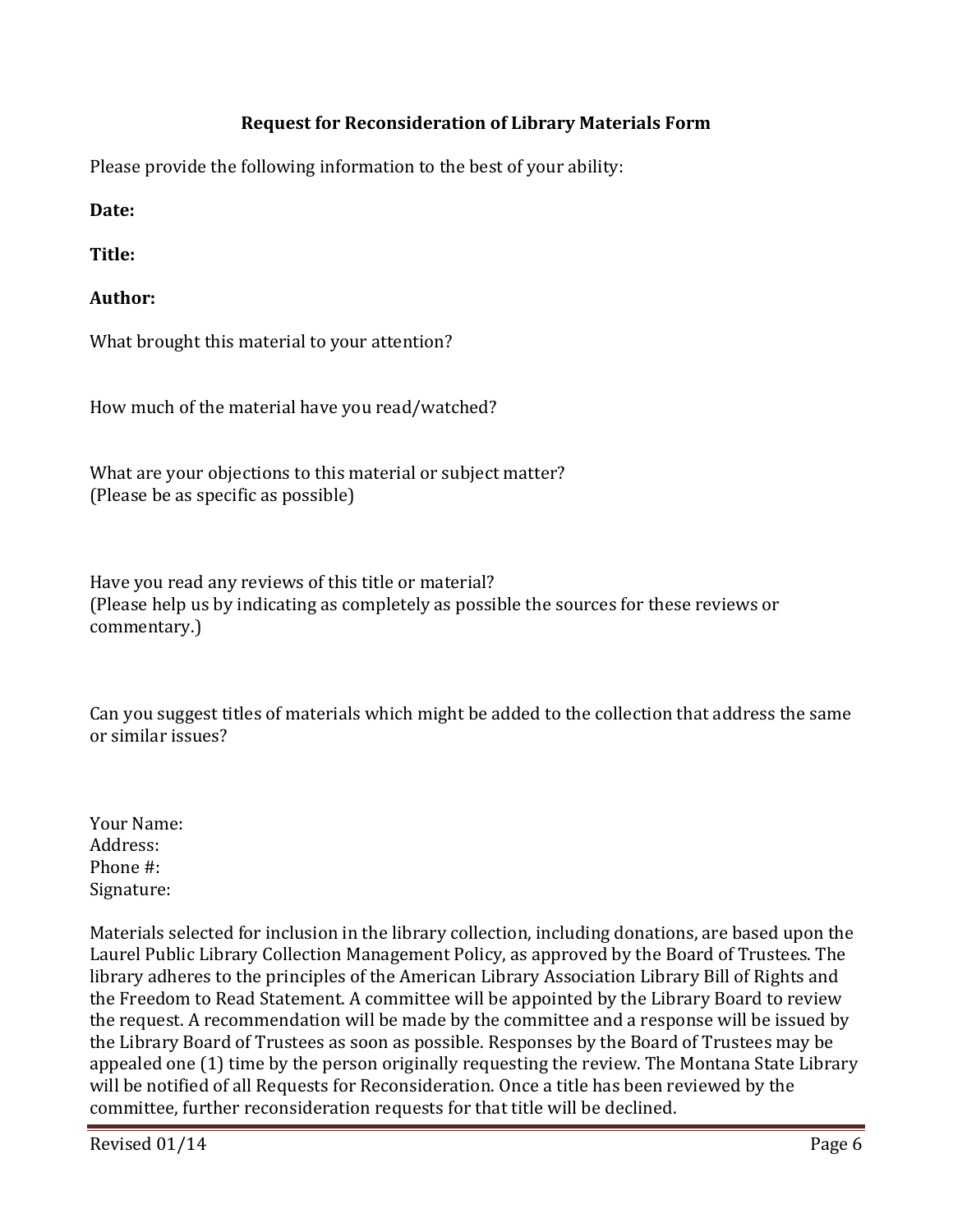## Request for Reconsideration of Library Materials Form

Please provide the following information to the best of your ability:

**Date:**

**Title:**

**Author:**

What brought this material to your attention?

How much of the material have you read/watched?

What are your objections to this material or subject matter?
(Please be as specific as possible)

Have you read any reviews of this title or material?
(Please help us by indicating as completely as possible the sources for these reviews or commentary.)

Can you suggest titles of materials which might be added to the collection that address the same or similar issues?

Your Name:
Address:
Phone #:
Signature:

Materials selected for inclusion in the library collection, including donations, are based upon the Laurel Public Library Collection Management Policy, as approved by the Board of Trustees. The library adheres to the principles of the American Library Association Library Bill of Rights and the Freedom to Read Statement. A committee will be appointed by the Library Board to review the request. A recommendation will be made by the committee and a response will be issued by the Library Board of Trustees as soon as possible. Responses by the Board of Trustees may be appealed one (1) time by the person originally requesting the review. The Montana State Library will be notified of all Requests for Reconsideration. Once a title has been reviewed by the committee, further reconsideration requests for that title will be declined.

Revised 01/14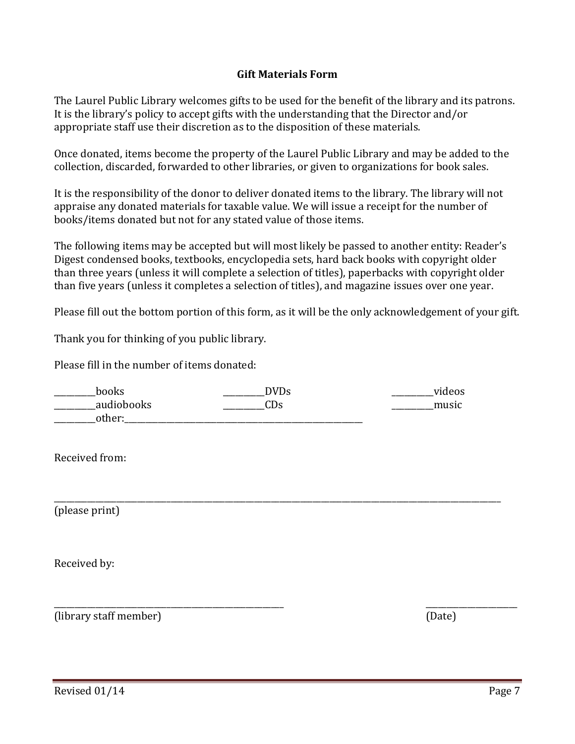## Gift Materials Form

The Laurel Public Library welcomes gifts to be used for the benefit of the library and its patrons. It is the library's policy to accept gifts with the understanding that the Director and/or appropriate staff use their discretion as to the disposition of these materials.

Once donated, items become the property of the Laurel Public Library and may be added to the collection, discarded, forwarded to other libraries, or given to organizations for book sales.

It is the responsibility of the donor to deliver donated items to the library. The library will not appraise any donated materials for taxable value. We will issue a receipt for the number of books/items donated but not for any stated value of those items.

The following items may be accepted but will most likely be passed to another entity: Reader's Digest condensed books, textbooks, encyclopedia sets, hard back books with copyright older than three years (unless it will complete a selection of titles), paperbacks with copyright older than five years (unless it completes a selection of titles), and magazine issues over one year.

Please fill out the bottom portion of this form, as it will be the only acknowledgement of your gift.

Thank you for thinking of you public library.

Please fill in the number of items donated:

__________books                    __________DVDs                    __________videos
__________audiobooks               __________CDs                     __________music
__________other:___________________________________________________________

Received from:

_____________________________________________________________________________________________________________________
(please print)

Received by:

__________________________________________________________                    ______________________
(library staff member)                                                        (Date)

Revised 01/14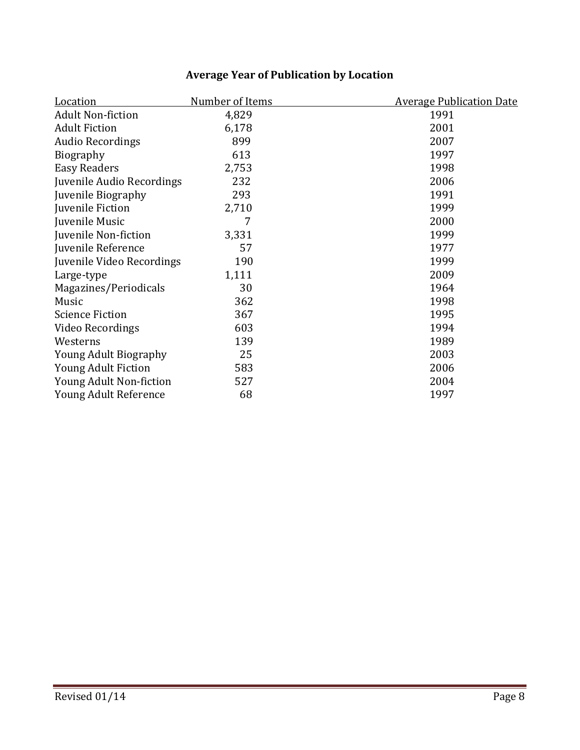**Average Year of Publication by Location**

| Location | Number of Items | Average Publication Date |
| --- | --- | --- |
| Adult Non-fiction | 4,829 | 1991 |
| Adult Fiction | 6,178 | 2001 |
| Audio Recordings | 899 | 2007 |
| Biography | 613 | 1997 |
| Easy Readers | 2,753 | 1998 |
| Juvenile Audio Recordings | 232 | 2006 |
| Juvenile Biography | 293 | 1991 |
| Juvenile Fiction | 2,710 | 1999 |
| Juvenile Music | 7 | 2000 |
| Juvenile Non-fiction | 3,331 | 1999 |
| Juvenile Reference | 57 | 1977 |
| Juvenile Video Recordings | 190 | 1999 |
| Large-type | 1,111 | 2009 |
| Magazines/Periodicals | 30 | 1964 |
| Music | 362 | 1998 |
| Science Fiction | 367 | 1995 |
| Video Recordings | 603 | 1994 |
| Westerns | 139 | 1989 |
| Young Adult Biography | 25 | 2003 |
| Young Adult Fiction | 583 | 2006 |
| Young Adult Non-fiction | 527 | 2004 |
| Young Adult Reference | 68 | 1997 |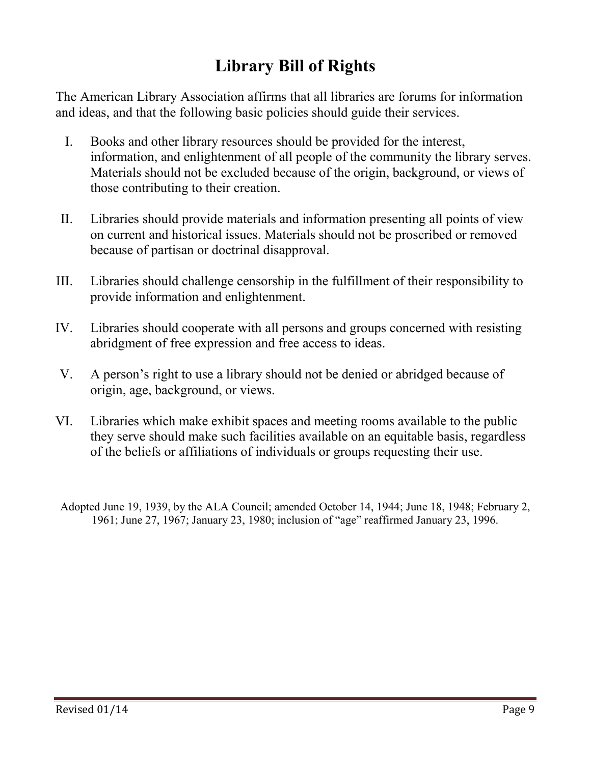# Library Bill of Rights

The American Library Association affirms that all libraries are forums for information and ideas, and that the following basic policies should guide their services.

I. Books and other library resources should be provided for the interest, information, and enlightenment of all people of the community the library serves. Materials should not be excluded because of the origin, background, or views of those contributing to their creation.

II. Libraries should provide materials and information presenting all points of view on current and historical issues. Materials should not be proscribed or removed because of partisan or doctrinal disapproval.

III. Libraries should challenge censorship in the fulfillment of their responsibility to provide information and enlightenment.

IV. Libraries should cooperate with all persons and groups concerned with resisting abridgment of free expression and free access to ideas.

V. A person's right to use a library should not be denied or abridged because of origin, age, background, or views.

VI. Libraries which make exhibit spaces and meeting rooms available to the public they serve should make such facilities available on an equitable basis, regardless of the beliefs or affiliations of individuals or groups requesting their use.

Adopted June 19, 1939, by the ALA Council; amended October 14, 1944; June 18, 1948; February 2, 1961; June 27, 1967; January 23, 1980; inclusion of "age" reaffirmed January 23, 1996.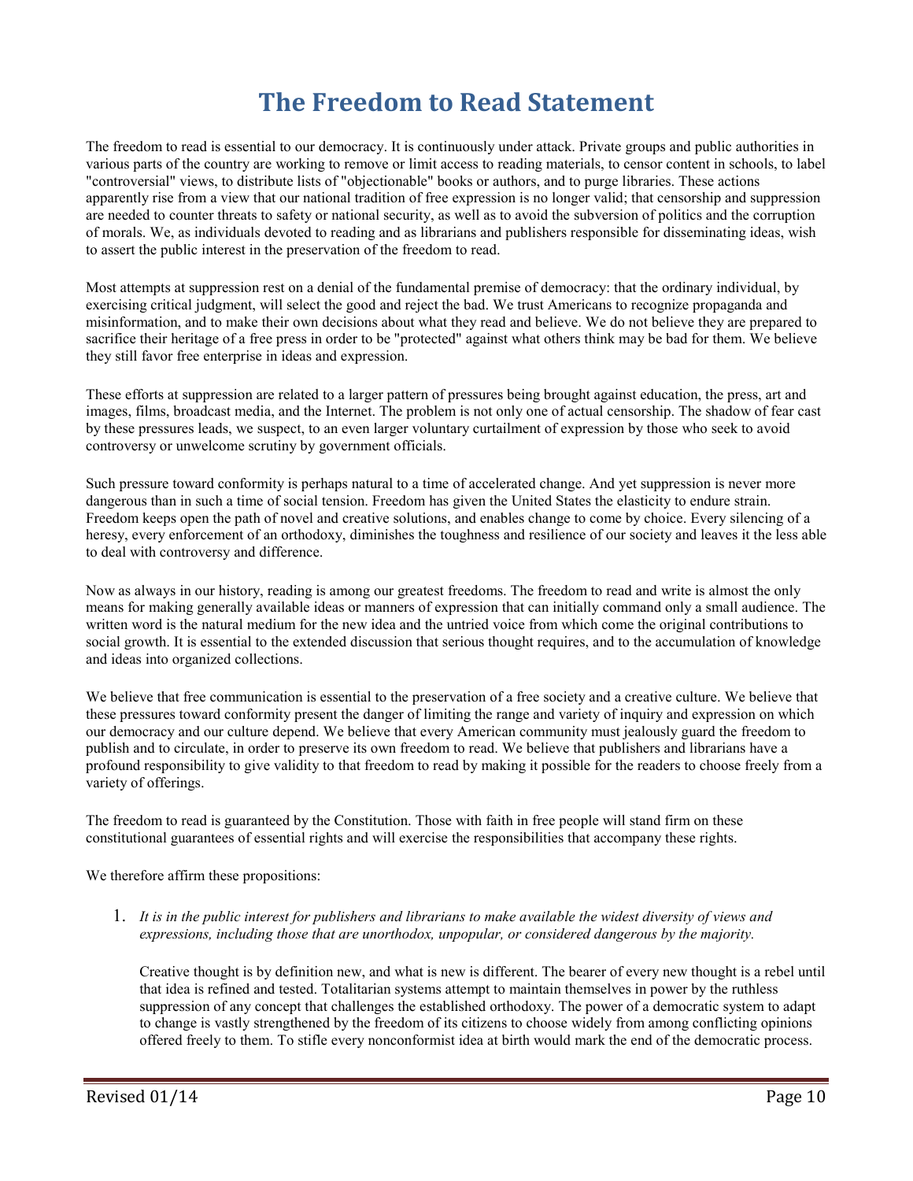# The Freedom to Read Statement

The freedom to read is essential to our democracy. It is continuously under attack. Private groups and public authorities in various parts of the country are working to remove or limit access to reading materials, to censor content in schools, to label "controversial" views, to distribute lists of "objectionable" books or authors, and to purge libraries. These actions apparently rise from a view that our national tradition of free expression is no longer valid; that censorship and suppression are needed to counter threats to safety or national security, as well as to avoid the subversion of politics and the corruption of morals. We, as individuals devoted to reading and as librarians and publishers responsible for disseminating ideas, wish to assert the public interest in the preservation of the freedom to read.

Most attempts at suppression rest on a denial of the fundamental premise of democracy: that the ordinary individual, by exercising critical judgment, will select the good and reject the bad. We trust Americans to recognize propaganda and misinformation, and to make their own decisions about what they read and believe. We do not believe they are prepared to sacrifice their heritage of a free press in order to be "protected" against what others think may be bad for them. We believe they still favor free enterprise in ideas and expression.

These efforts at suppression are related to a larger pattern of pressures being brought against education, the press, art and images, films, broadcast media, and the Internet. The problem is not only one of actual censorship. The shadow of fear cast by these pressures leads, we suspect, to an even larger voluntary curtailment of expression by those who seek to avoid controversy or unwelcome scrutiny by government officials.

Such pressure toward conformity is perhaps natural to a time of accelerated change. And yet suppression is never more dangerous than in such a time of social tension. Freedom has given the United States the elasticity to endure strain. Freedom keeps open the path of novel and creative solutions, and enables change to come by choice. Every silencing of a heresy, every enforcement of an orthodoxy, diminishes the toughness and resilience of our society and leaves it the less able to deal with controversy and difference.

Now as always in our history, reading is among our greatest freedoms. The freedom to read and write is almost the only means for making generally available ideas or manners of expression that can initially command only a small audience. The written word is the natural medium for the new idea and the untried voice from which come the original contributions to social growth. It is essential to the extended discussion that serious thought requires, and to the accumulation of knowledge and ideas into organized collections.

We believe that free communication is essential to the preservation of a free society and a creative culture. We believe that these pressures toward conformity present the danger of limiting the range and variety of inquiry and expression on which our democracy and our culture depend. We believe that every American community must jealously guard the freedom to publish and to circulate, in order to preserve its own freedom to read. We believe that publishers and librarians have a profound responsibility to give validity to that freedom to read by making it possible for the readers to choose freely from a variety of offerings.

The freedom to read is guaranteed by the Constitution. Those with faith in free people will stand firm on these constitutional guarantees of essential rights and will exercise the responsibilities that accompany these rights.

We therefore affirm these propositions:

1. *It is in the public interest for publishers and librarians to make available the widest diversity of views and expressions, including those that are unorthodox, unpopular, or considered dangerous by the majority.*

   Creative thought is by definition new, and what is new is different. The bearer of every new thought is a rebel until that idea is refined and tested. Totalitarian systems attempt to maintain themselves in power by the ruthless suppression of any concept that challenges the established orthodoxy. The power of a democratic system to adapt to change is vastly strengthened by the freedom of its citizens to choose widely from among conflicting opinions offered freely to them. To stifle every nonconformist idea at birth would mark the end of the democratic process.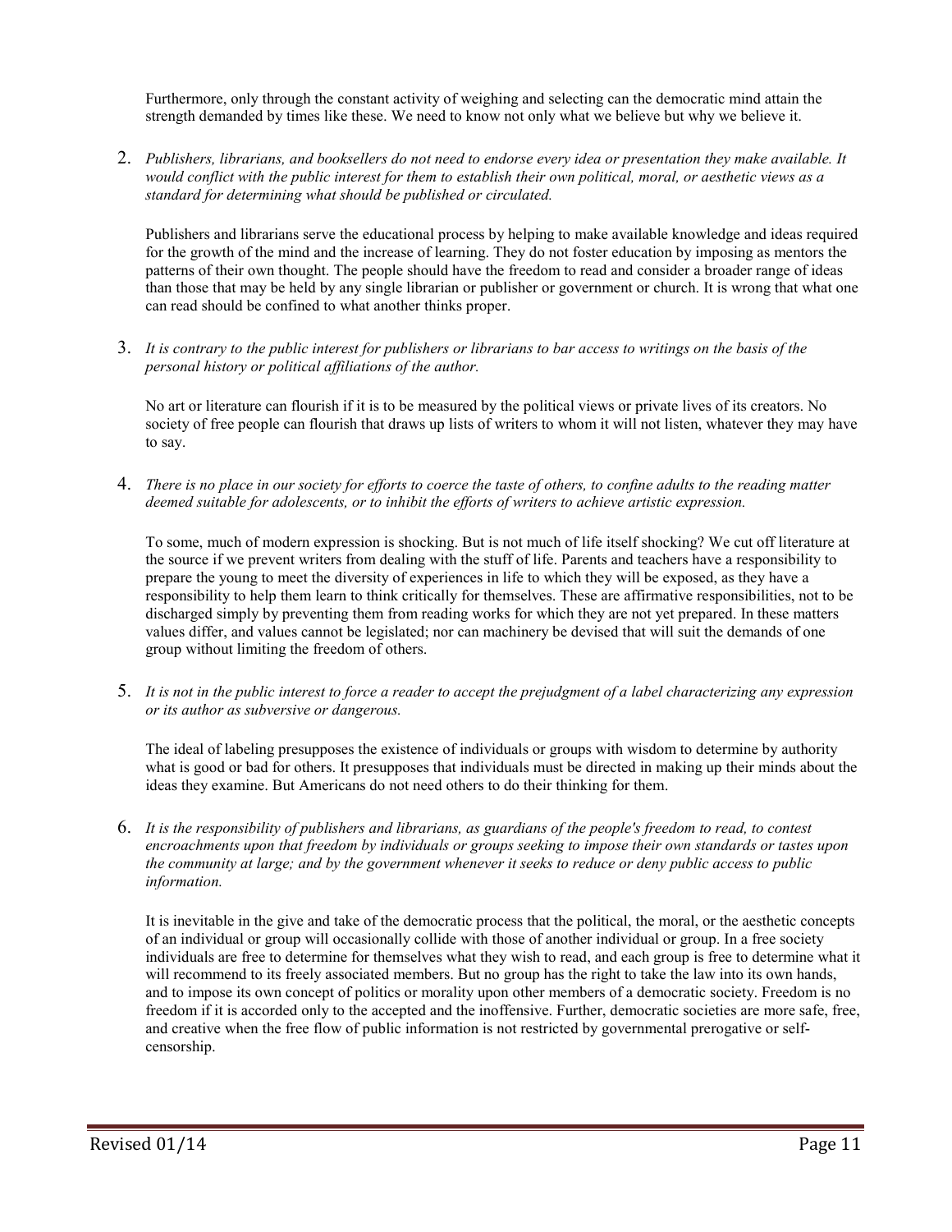Furthermore, only through the constant activity of weighing and selecting can the democratic mind attain the strength demanded by times like these. We need to know not only what we believe but why we believe it.

2. *Publishers, librarians, and booksellers do not need to endorse every idea or presentation they make available. It would conflict with the public interest for them to establish their own political, moral, or aesthetic views as a standard for determining what should be published or circulated.*

   Publishers and librarians serve the educational process by helping to make available knowledge and ideas required for the growth of the mind and the increase of learning. They do not foster education by imposing as mentors the patterns of their own thought. The people should have the freedom to read and consider a broader range of ideas than those that may be held by any single librarian or publisher or government or church. It is wrong that what one can read should be confined to what another thinks proper.

3. *It is contrary to the public interest for publishers or librarians to bar access to writings on the basis of the personal history or political affiliations of the author.*

   No art or literature can flourish if it is to be measured by the political views or private lives of its creators. No society of free people can flourish that draws up lists of writers to whom it will not listen, whatever they may have to say.

4. *There is no place in our society for efforts to coerce the taste of others, to confine adults to the reading matter deemed suitable for adolescents, or to inhibit the efforts of writers to achieve artistic expression.*

   To some, much of modern expression is shocking. But is not much of life itself shocking? We cut off literature at the source if we prevent writers from dealing with the stuff of life. Parents and teachers have a responsibility to prepare the young to meet the diversity of experiences in life to which they will be exposed, as they have a responsibility to help them learn to think critically for themselves. These are affirmative responsibilities, not to be discharged simply by preventing them from reading works for which they are not yet prepared. In these matters values differ, and values cannot be legislated; nor can machinery be devised that will suit the demands of one group without limiting the freedom of others.

5. *It is not in the public interest to force a reader to accept the prejudgment of a label characterizing any expression or its author as subversive or dangerous.*

   The ideal of labeling presupposes the existence of individuals or groups with wisdom to determine by authority what is good or bad for others. It presupposes that individuals must be directed in making up their minds about the ideas they examine. But Americans do not need others to do their thinking for them.

6. *It is the responsibility of publishers and librarians, as guardians of the people's freedom to read, to contest encroachments upon that freedom by individuals or groups seeking to impose their own standards or tastes upon the community at large; and by the government whenever it seeks to reduce or deny public access to public information.*

   It is inevitable in the give and take of the democratic process that the political, the moral, or the aesthetic concepts of an individual or group will occasionally collide with those of another individual or group. In a free society individuals are free to determine for themselves what they wish to read, and each group is free to determine what it will recommend to its freely associated members. But no group has the right to take the law into its own hands, and to impose its own concept of politics or morality upon other members of a democratic society. Freedom is no freedom if it is accorded only to the accepted and the inoffensive. Further, democratic societies are more safe, free, and creative when the free flow of public information is not restricted by governmental prerogative or self-censorship.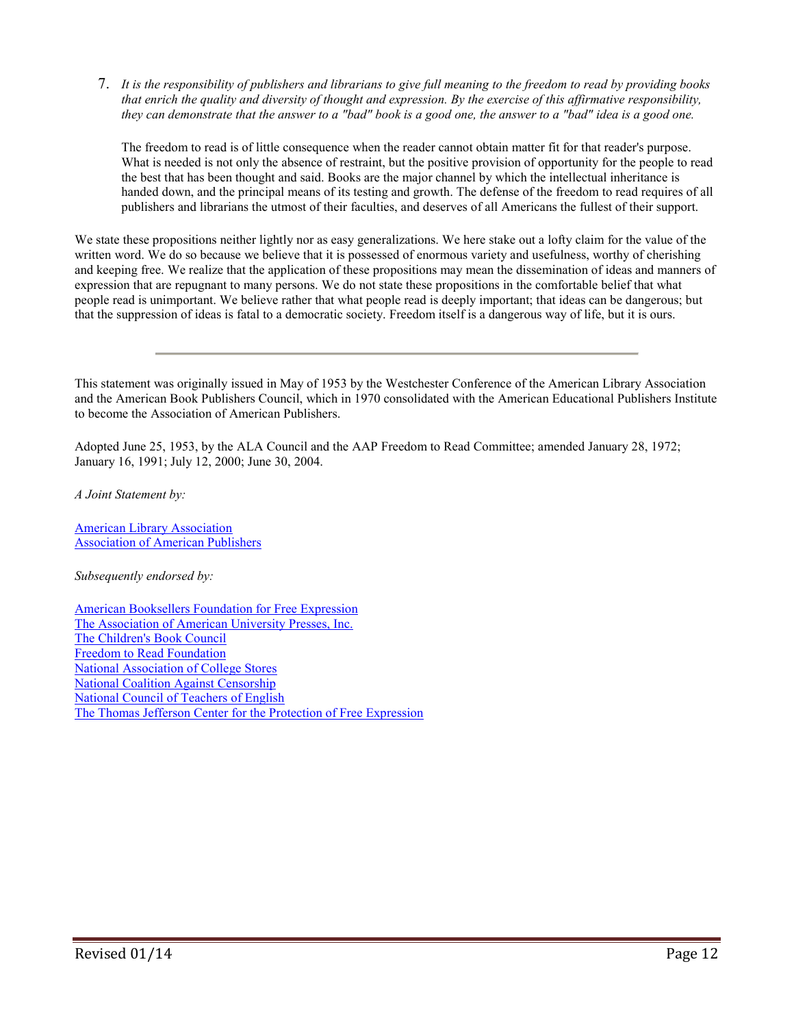7. *It is the responsibility of publishers and librarians to give full meaning to the freedom to read by providing books that enrich the quality and diversity of thought and expression. By the exercise of this affirmative responsibility, they can demonstrate that the answer to a "bad" book is a good one, the answer to a "bad" idea is a good one.*

   The freedom to read is of little consequence when the reader cannot obtain matter fit for that reader's purpose. What is needed is not only the absence of restraint, but the positive provision of opportunity for the people to read the best that has been thought and said. Books are the major channel by which the intellectual inheritance is handed down, and the principal means of its testing and growth. The defense of the freedom to read requires of all publishers and librarians the utmost of their faculties, and deserves of all Americans the fullest of their support.

We state these propositions neither lightly nor as easy generalizations. We here stake out a lofty claim for the value of the written word. We do so because we believe that it is possessed of enormous variety and usefulness, worthy of cherishing and keeping free. We realize that the application of these propositions may mean the dissemination of ideas and manners of expression that are repugnant to many persons. We do not state these propositions in the comfortable belief that what people read is unimportant. We believe rather that what people read is deeply important; that ideas can be dangerous; but that the suppression of ideas is fatal to a democratic society. Freedom itself is a dangerous way of life, but it is ours.

---

This statement was originally issued in May of 1953 by the Westchester Conference of the American Library Association and the American Book Publishers Council, which in 1970 consolidated with the American Educational Publishers Institute to become the Association of American Publishers.

Adopted June 25, 1953, by the ALA Council and the AAP Freedom to Read Committee; amended January 28, 1972; January 16, 1991; July 12, 2000; June 30, 2004.

*A Joint Statement by:*

American Library Association
Association of American Publishers

*Subsequently endorsed by:*

American Booksellers Foundation for Free Expression
The Association of American University Presses, Inc.
The Children's Book Council
Freedom to Read Foundation
National Association of College Stores
National Coalition Against Censorship
National Council of Teachers of English
The Thomas Jefferson Center for the Protection of Free Expression